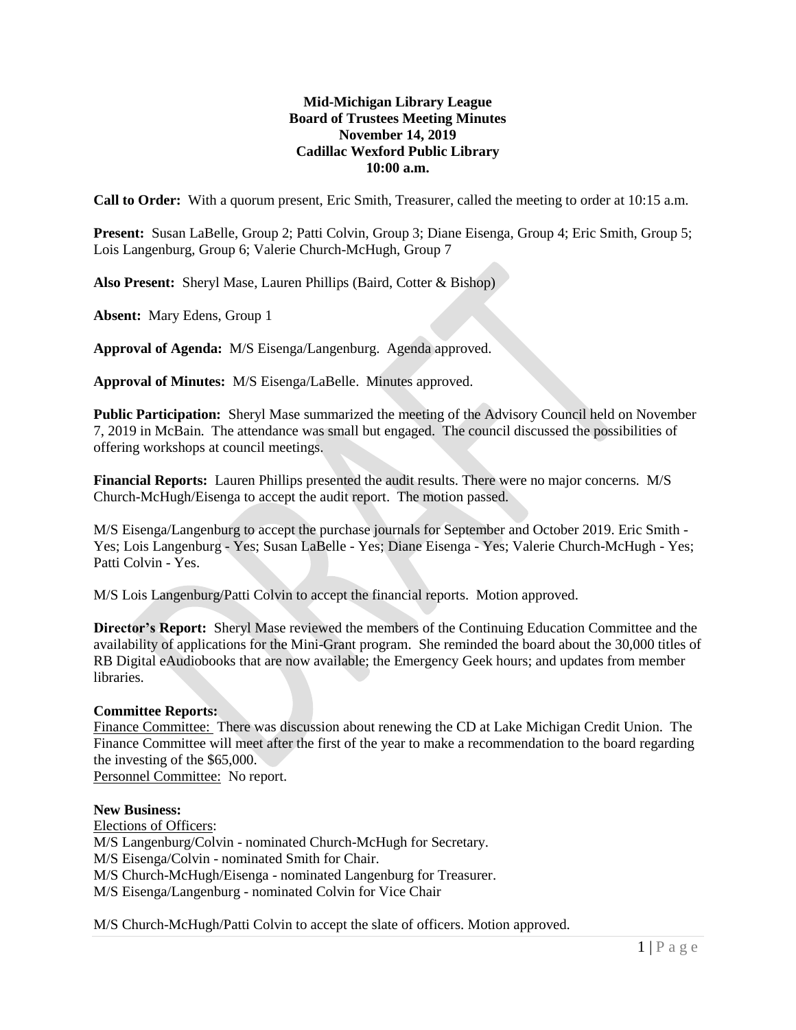**Mid-Michigan Library League**
**Board of Trustees Meeting Minutes**
**November 14, 2019**
**Cadillac Wexford Public Library**
**10:00 a.m.**

**Call to Order:** With a quorum present, Eric Smith, Treasurer, called the meeting to order at 10:15 a.m.

**Present:** Susan LaBelle, Group 2; Patti Colvin, Group 3; Diane Eisenga, Group 4; Eric Smith, Group 5; Lois Langenburg, Group 6; Valerie Church-McHugh, Group 7

**Also Present:** Sheryl Mase, Lauren Phillips (Baird, Cotter & Bishop)

**Absent:** Mary Edens, Group 1

**Approval of Agenda:** M/S Eisenga/Langenburg. Agenda approved.

**Approval of Minutes:** M/S Eisenga/LaBelle. Minutes approved.

**Public Participation:** Sheryl Mase summarized the meeting of the Advisory Council held on November 7, 2019 in McBain. The attendance was small but engaged. The council discussed the possibilities of offering workshops at council meetings.

**Financial Reports:** Lauren Phillips presented the audit results. There were no major concerns. M/S Church-McHugh/Eisenga to accept the audit report. The motion passed.

M/S Eisenga/Langenburg to accept the purchase journals for September and October 2019. Eric Smith - Yes; Lois Langenburg - Yes; Susan LaBelle - Yes; Diane Eisenga - Yes; Valerie Church-McHugh - Yes; Patti Colvin - Yes.

M/S Lois Langenburg/Patti Colvin to accept the financial reports. Motion approved.

**Director's Report:** Sheryl Mase reviewed the members of the Continuing Education Committee and the availability of applications for the Mini-Grant program. She reminded the board about the 30,000 titles of RB Digital eAudiobooks that are now available; the Emergency Geek hours; and updates from member libraries.

**Committee Reports:**
Finance Committee: There was discussion about renewing the CD at Lake Michigan Credit Union. The Finance Committee will meet after the first of the year to make a recommendation to the board regarding the investing of the $65,000.
Personnel Committee: No report.

**New Business:**
Elections of Officers:
M/S Langenburg/Colvin - nominated Church-McHugh for Secretary.
M/S Eisenga/Colvin - nominated Smith for Chair.
M/S Church-McHugh/Eisenga - nominated Langenburg for Treasurer.
M/S Eisenga/Langenburg - nominated Colvin for Vice Chair

M/S Church-McHugh/Patti Colvin to accept the slate of officers. Motion approved.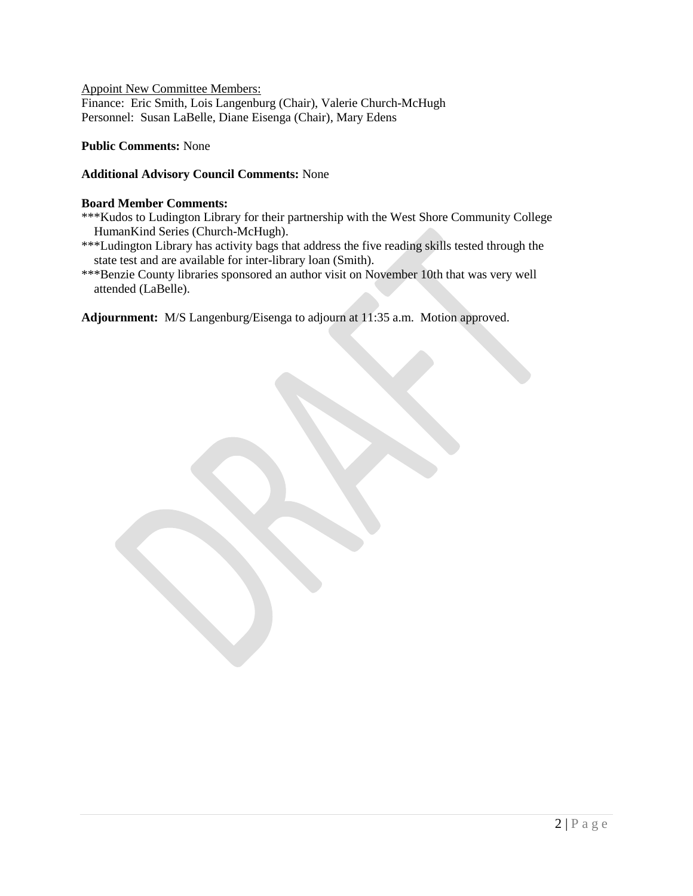Appoint New Committee Members:
Finance: Eric Smith, Lois Langenburg (Chair), Valerie Church-McHugh
Personnel: Susan LaBelle, Diane Eisenga (Chair), Mary Edens

**Public Comments:** None

**Additional Advisory Council Comments:** None

**Board Member Comments:**
***Kudos to Ludington Library for their partnership with the West Shore Community College HumanKind Series (Church-McHugh).
***Ludington Library has activity bags that address the five reading skills tested through the state test and are available for inter-library loan (Smith).
***Benzie County libraries sponsored an author visit on November 10th that was very well attended (LaBelle).

**Adjournment:** M/S Langenburg/Eisenga to adjourn at 11:35 a.m. Motion approved.